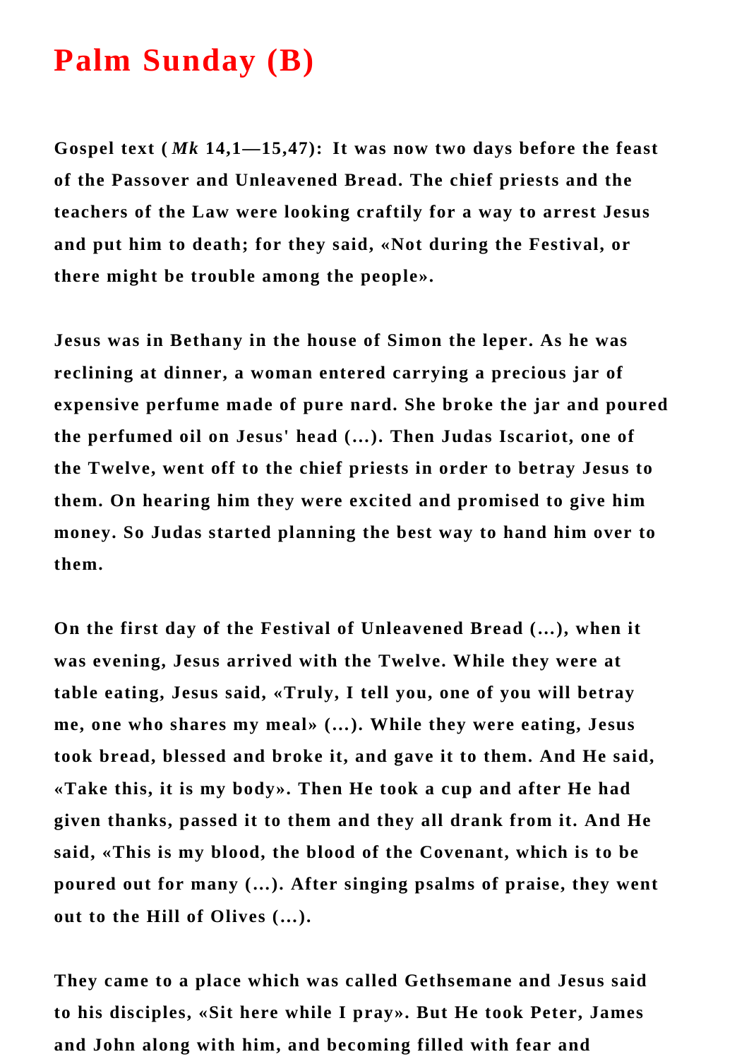# Palm Sunday (B)

**Gospel text (*Mk* 14,1—15,47): It was now two days before the feast of the Passover and Unleavened Bread. The chief priests and the teachers of the Law were looking craftily for a way to arrest Jesus and put him to death; for they said, «Not during the Festival, or there might be trouble among the people».**

**Jesus was in Bethany in the house of Simon the leper. As he was reclining at dinner, a woman entered carrying a precious jar of expensive perfume made of pure nard. She broke the jar and poured the perfumed oil on Jesus' head (...). Then Judas Iscariot, one of the Twelve, went off to the chief priests in order to betray Jesus to them. On hearing him they were excited and promised to give him money. So Judas started planning the best way to hand him over to them.**

**On the first day of the Festival of Unleavened Bread (...), when it was evening, Jesus arrived with the Twelve. While they were at table eating, Jesus said, «Truly, I tell you, one of you will betray me, one who shares my meal» (...). While they were eating, Jesus took bread, blessed and broke it, and gave it to them. And He said, «Take this, it is my body». Then He took a cup and after He had given thanks, passed it to them and they all drank from it. And He said, «This is my blood, the blood of the Covenant, which is to be poured out for many (...). After singing psalms of praise, they went out to the Hill of Olives (...).**

**They came to a place which was called Gethsemane and Jesus said to his disciples, «Sit here while I pray». But He took Peter, James and John along with him, and becoming filled with fear and**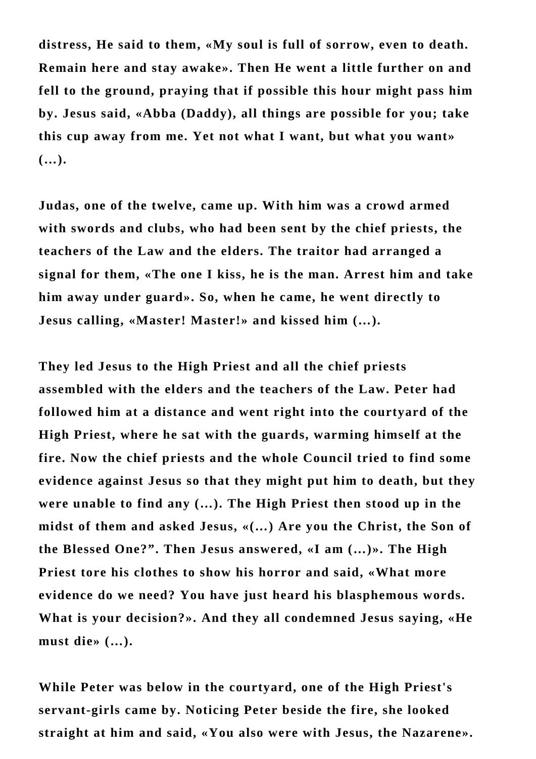**distress, He said to them, «My soul is full of sorrow, even to death. Remain here and stay awake». Then He went a little further on and fell to the ground, praying that if possible this hour might pass him by. Jesus said, «Abba (Daddy), all things are possible for you; take this cup away from me. Yet not what I want, but what you want» (...).**

**Judas, one of the twelve, came up. With him was a crowd armed with swords and clubs, who had been sent by the chief priests, the teachers of the Law and the elders. The traitor had arranged a signal for them, «The one I kiss, he is the man. Arrest him and take him away under guard». So, when he came, he went directly to Jesus calling, «Master! Master!» and kissed him (...).**

**They led Jesus to the High Priest and all the chief priests assembled with the elders and the teachers of the Law. Peter had followed him at a distance and went right into the courtyard of the High Priest, where he sat with the guards, warming himself at the fire. Now the chief priests and the whole Council tried to find some evidence against Jesus so that they might put him to death, but they were unable to find any (...). The High Priest then stood up in the midst of them and asked Jesus, «(...) Are you the Christ, the Son of the Blessed One?". Then Jesus answered, «I am (...)». The High Priest tore his clothes to show his horror and said, «What more evidence do we need? You have just heard his blasphemous words. What is your decision?». And they all condemned Jesus saying, «He must die» (...).**

**While Peter was below in the courtyard, one of the High Priest's servant-girls came by. Noticing Peter beside the fire, she looked straight at him and said, «You also were with Jesus, the Nazarene».**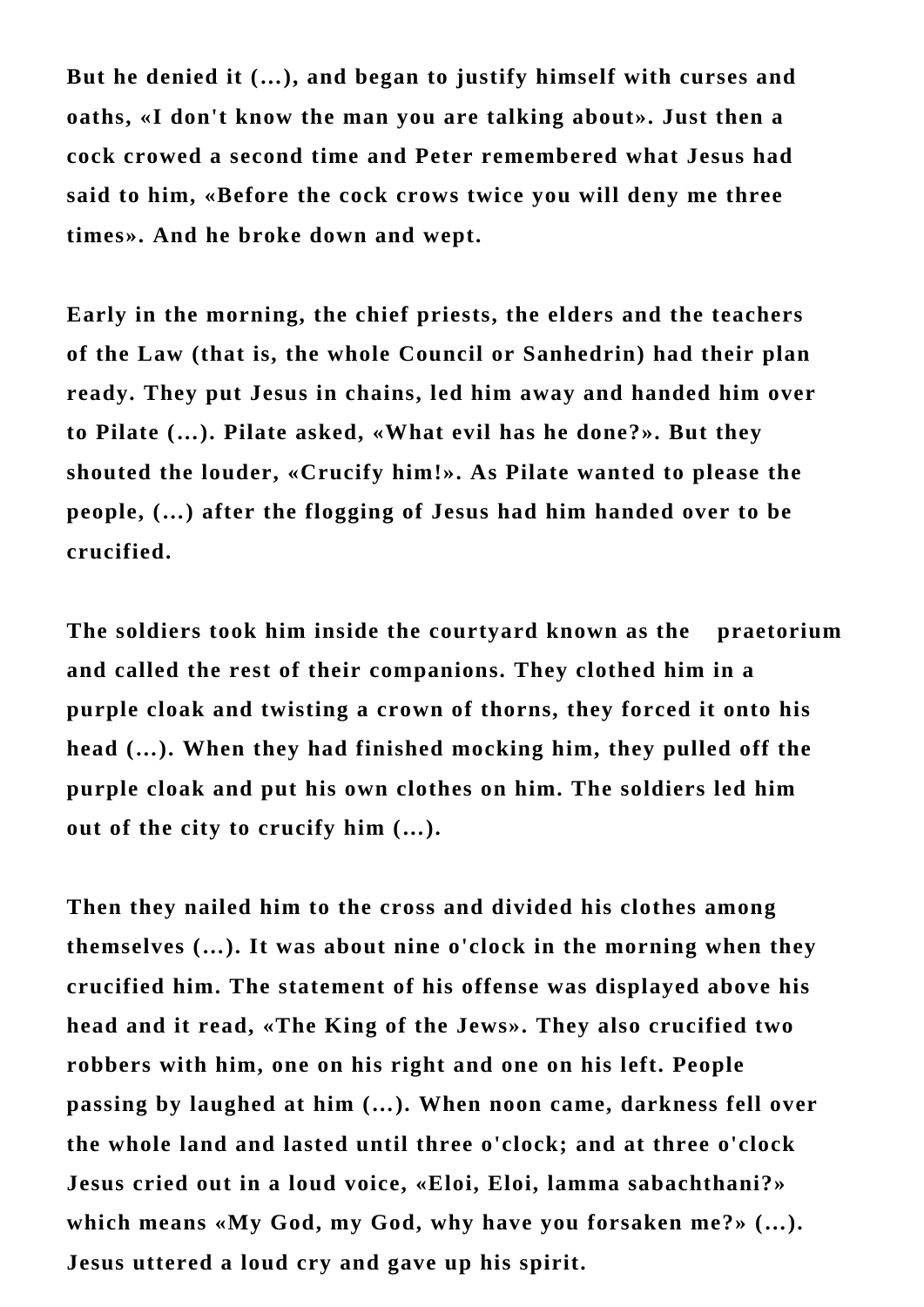**But he denied it (...), and began to justify himself with curses and oaths, «I don't know the man you are talking about». Just then a cock crowed a second time and Peter remembered what Jesus had said to him, «Before the cock crows twice you will deny me three times». And he broke down and wept.**

**Early in the morning, the chief priests, the elders and the teachers of the Law (that is, the whole Council or Sanhedrin) had their plan ready. They put Jesus in chains, led him away and handed him over to Pilate (...). Pilate asked, «What evil has he done?». But they shouted the louder, «Crucify him!». As Pilate wanted to please the people, (...) after the flogging of Jesus had him handed over to be crucified.**

**The soldiers took him inside the courtyard known as the praetorium and called the rest of their companions. They clothed him in a purple cloak and twisting a crown of thorns, they forced it onto his head (...). When they had finished mocking him, they pulled off the purple cloak and put his own clothes on him. The soldiers led him out of the city to crucify him (...).**

**Then they nailed him to the cross and divided his clothes among themselves (...). It was about nine o'clock in the morning when they crucified him. The statement of his offense was displayed above his head and it read, «The King of the Jews». They also crucified two robbers with him, one on his right and one on his left. People passing by laughed at him (...). When noon came, darkness fell over the whole land and lasted until three o'clock; and at three o'clock Jesus cried out in a loud voice, «Eloi, Eloi, lamma sabachthani?» which means «My God, my God, why have you forsaken me?» (...). Jesus uttered a loud cry and gave up his spirit.**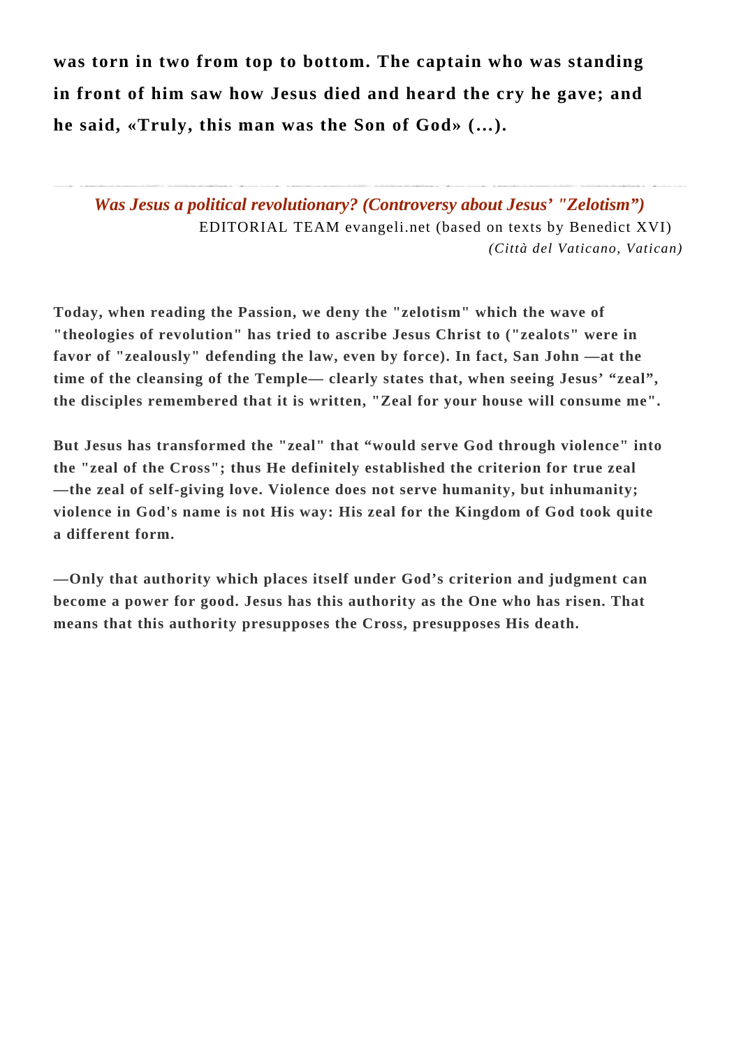**was torn in two from top to bottom. The captain who was standing in front of him saw how Jesus died and heard the cry he gave; and he said, «Truly, this man was the Son of God» (...).**

---

### *Was Jesus a political revolutionary? (Controversy about Jesus' "Zelotism")*

EDITORIAL TEAM evangeli.net (based on texts by Benedict XVI)

*(Città del Vaticano, Vatican)*

**Today, when reading the Passion, we deny the "zelotism" which the wave of "theologies of revolution" has tried to ascribe Jesus Christ to ("zealots" were in favor of "zealously" defending the law, even by force). In fact, San John —at the time of the cleansing of the Temple— clearly states that, when seeing Jesus' "zeal", the disciples remembered that it is written, "Zeal for your house will consume me".**

**But Jesus has transformed the "zeal" that "would serve God through violence" into the "zeal of the Cross"; thus He definitely established the criterion for true zeal —the zeal of self-giving love. Violence does not serve humanity, but inhumanity; violence in God's name is not His way: His zeal for the Kingdom of God took quite a different form.**

**—Only that authority which places itself under God's criterion and judgment can become a power for good. Jesus has this authority as the One who has risen. That means that this authority presupposes the Cross, presupposes His death.**